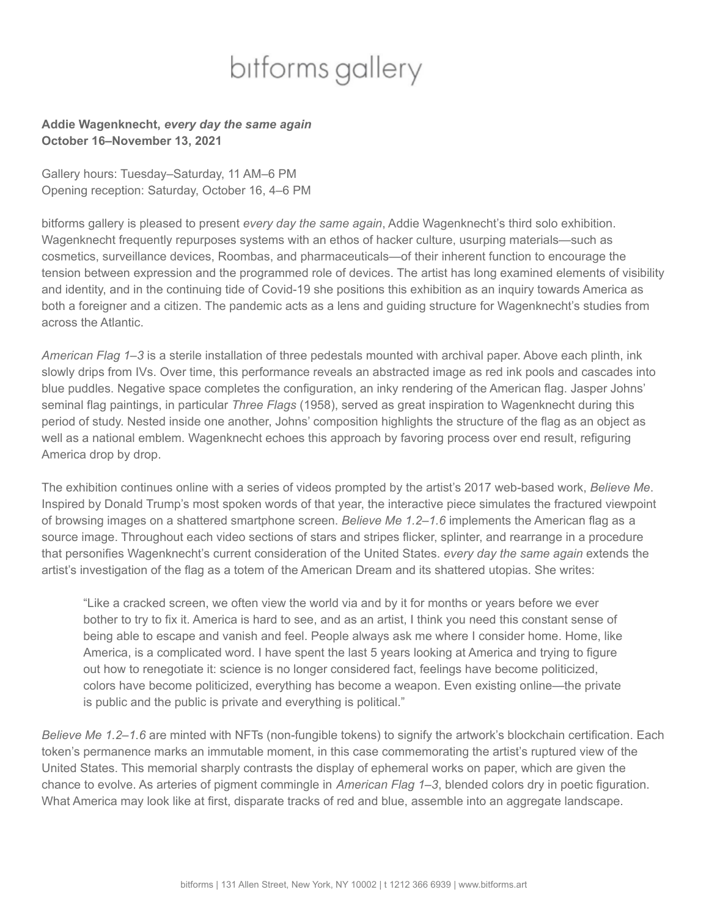bitforms gallery

**Addie Wagenknecht, *every day the same again***
**October 16–November 13, 2021**

Gallery hours: Tuesday–Saturday, 11 AM–6 PM
Opening reception: Saturday, October 16, 4–6 PM

bitforms gallery is pleased to present *every day the same again*, Addie Wagenknecht's third solo exhibition. Wagenknecht frequently repurposes systems with an ethos of hacker culture, usurping materials—such as cosmetics, surveillance devices, Roombas, and pharmaceuticals—of their inherent function to encourage the tension between expression and the programmed role of devices. The artist has long examined elements of visibility and identity, and in the continuing tide of Covid-19 she positions this exhibition as an inquiry towards America as both a foreigner and a citizen. The pandemic acts as a lens and guiding structure for Wagenknecht's studies from across the Atlantic.

*American Flag 1–3* is a sterile installation of three pedestals mounted with archival paper. Above each plinth, ink slowly drips from IVs. Over time, this performance reveals an abstracted image as red ink pools and cascades into blue puddles. Negative space completes the configuration, an inky rendering of the American flag. Jasper Johns' seminal flag paintings, in particular *Three Flags* (1958), served as great inspiration to Wagenknecht during this period of study. Nested inside one another, Johns' composition highlights the structure of the flag as an object as well as a national emblem. Wagenknecht echoes this approach by favoring process over end result, refiguring America drop by drop.

The exhibition continues online with a series of videos prompted by the artist's 2017 web-based work, *Believe Me*. Inspired by Donald Trump's most spoken words of that year, the interactive piece simulates the fractured viewpoint of browsing images on a shattered smartphone screen. *Believe Me 1.2–1.6* implements the American flag as a source image. Throughout each video sections of stars and stripes flicker, splinter, and rearrange in a procedure that personifies Wagenknecht's current consideration of the United States. *every day the same again* extends the artist's investigation of the flag as a totem of the American Dream and its shattered utopias. She writes:

> "Like a cracked screen, we often view the world via and by it for months or years before we ever bother to try to fix it. America is hard to see, and as an artist, I think you need this constant sense of being able to escape and vanish and feel. People always ask me where I consider home. Home, like America, is a complicated word. I have spent the last 5 years looking at America and trying to figure out how to renegotiate it: science is no longer considered fact, feelings have become politicized, colors have become politicized, everything has become a weapon. Even existing online—the private is public and the public is private and everything is political."

*Believe Me 1.2–1.6* are minted with NFTs (non-fungible tokens) to signify the artwork's blockchain certification. Each token's permanence marks an immutable moment, in this case commemorating the artist's ruptured view of the United States. This memorial sharply contrasts the display of ephemeral works on paper, which are given the chance to evolve. As arteries of pigment commingle in *American Flag 1–3*, blended colors dry in poetic figuration. What America may look like at first, disparate tracks of red and blue, assemble into an aggregate landscape.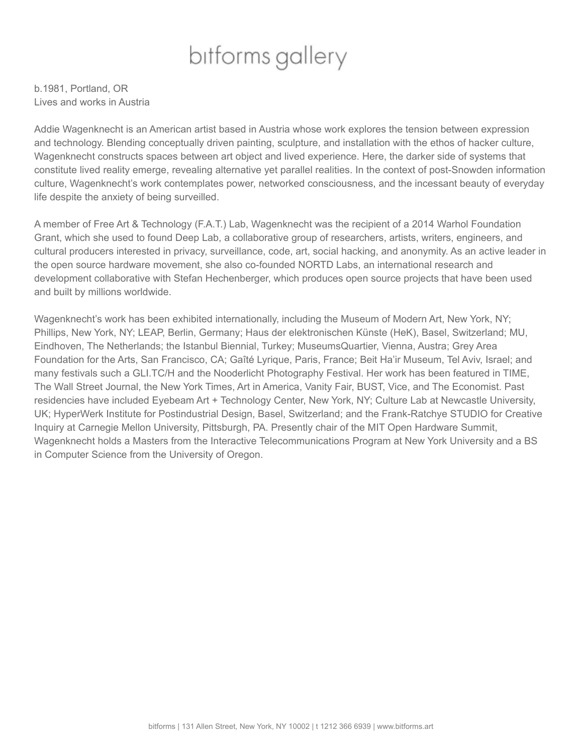# bitforms gallery

b.1981, Portland, OR
Lives and works in Austria

Addie Wagenknecht is an American artist based in Austria whose work explores the tension between expression and technology. Blending conceptually driven painting, sculpture, and installation with the ethos of hacker culture, Wagenknecht constructs spaces between art object and lived experience. Here, the darker side of systems that constitute lived reality emerge, revealing alternative yet parallel realities. In the context of post-Snowden information culture, Wagenknecht's work contemplates power, networked consciousness, and the incessant beauty of everyday life despite the anxiety of being surveilled.

A member of Free Art & Technology (F.A.T.) Lab, Wagenknecht was the recipient of a 2014 Warhol Foundation Grant, which she used to found Deep Lab, a collaborative group of researchers, artists, writers, engineers, and cultural producers interested in privacy, surveillance, code, art, social hacking, and anonymity. As an active leader in the open source hardware movement, she also co-founded NORTD Labs, an international research and development collaborative with Stefan Hechenberger, which produces open source projects that have been used and built by millions worldwide.

Wagenknecht's work has been exhibited internationally, including the Museum of Modern Art, New York, NY; Phillips, New York, NY; LEAP, Berlin, Germany; Haus der elektronischen Künste (HeK), Basel, Switzerland; MU, Eindhoven, The Netherlands; the Istanbul Biennial, Turkey; MuseumsQuartier, Vienna, Austra; Grey Area Foundation for the Arts, San Francisco, CA; Gaîté Lyrique, Paris, France; Beit Ha'ir Museum, Tel Aviv, Israel; and many festivals such a GLI.TC/H and the Nooderlicht Photography Festival. Her work has been featured in TIME, The Wall Street Journal, the New York Times, Art in America, Vanity Fair, BUST, Vice, and The Economist. Past residencies have included Eyebeam Art + Technology Center, New York, NY; Culture Lab at Newcastle University, UK; HyperWerk Institute for Postindustrial Design, Basel, Switzerland; and the Frank-Ratchye STUDIO for Creative Inquiry at Carnegie Mellon University, Pittsburgh, PA. Presently chair of the MIT Open Hardware Summit, Wagenknecht holds a Masters from the Interactive Telecommunications Program at New York University and a BS in Computer Science from the University of Oregon.

bitforms | 131 Allen Street, New York, NY 10002 | t 1212 366 6939 | www.bitforms.art